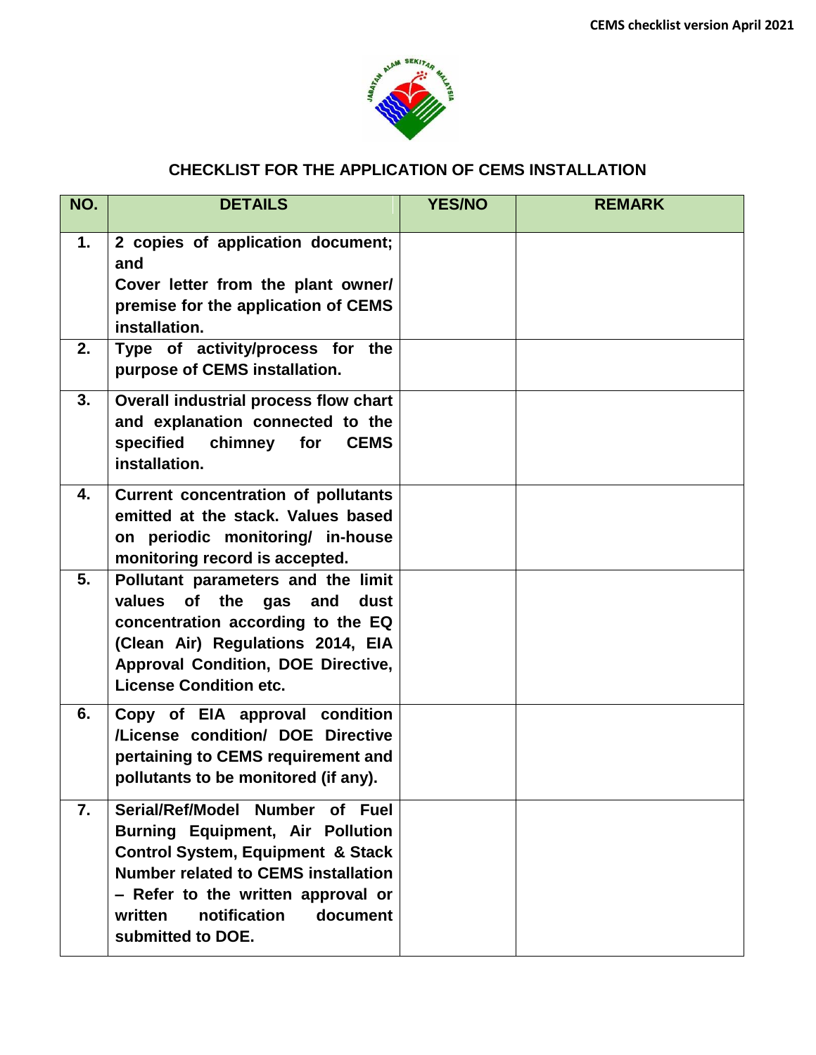# CHECKLIST FOR THE APPLICATION OF CEMS INSTALLATION

| NO. | DETAILS | YES/NO | REMARK |
|---|---|---|---|
| 1. | **2 copies of application document; and Cover letter from the plant owner/ premise for the application of CEMS installation.** | | |
| 2. | **Type of activity/process for the purpose of CEMS installation.** | | |
| 3. | **Overall industrial process flow chart and explanation connected to the specified chimney for CEMS installation.** | | |
| 4. | **Current concentration of pollutants emitted at the stack. Values based on periodic monitoring/ in-house monitoring record is accepted.** | | |
| 5. | **Pollutant parameters and the limit values of the gas and dust concentration according to the EQ (Clean Air) Regulations 2014, EIA Approval Condition, DOE Directive, License Condition etc.** | | |
| 6. | **Copy of EIA approval condition /License condition/ DOE Directive pertaining to CEMS requirement and pollutants to be monitored (if any).** | | |
| 7. | **Serial/Ref/Model Number of Fuel Burning Equipment, Air Pollution Control System, Equipment & Stack Number related to CEMS installation – Refer to the written approval or written notification document submitted to DOE.** | | |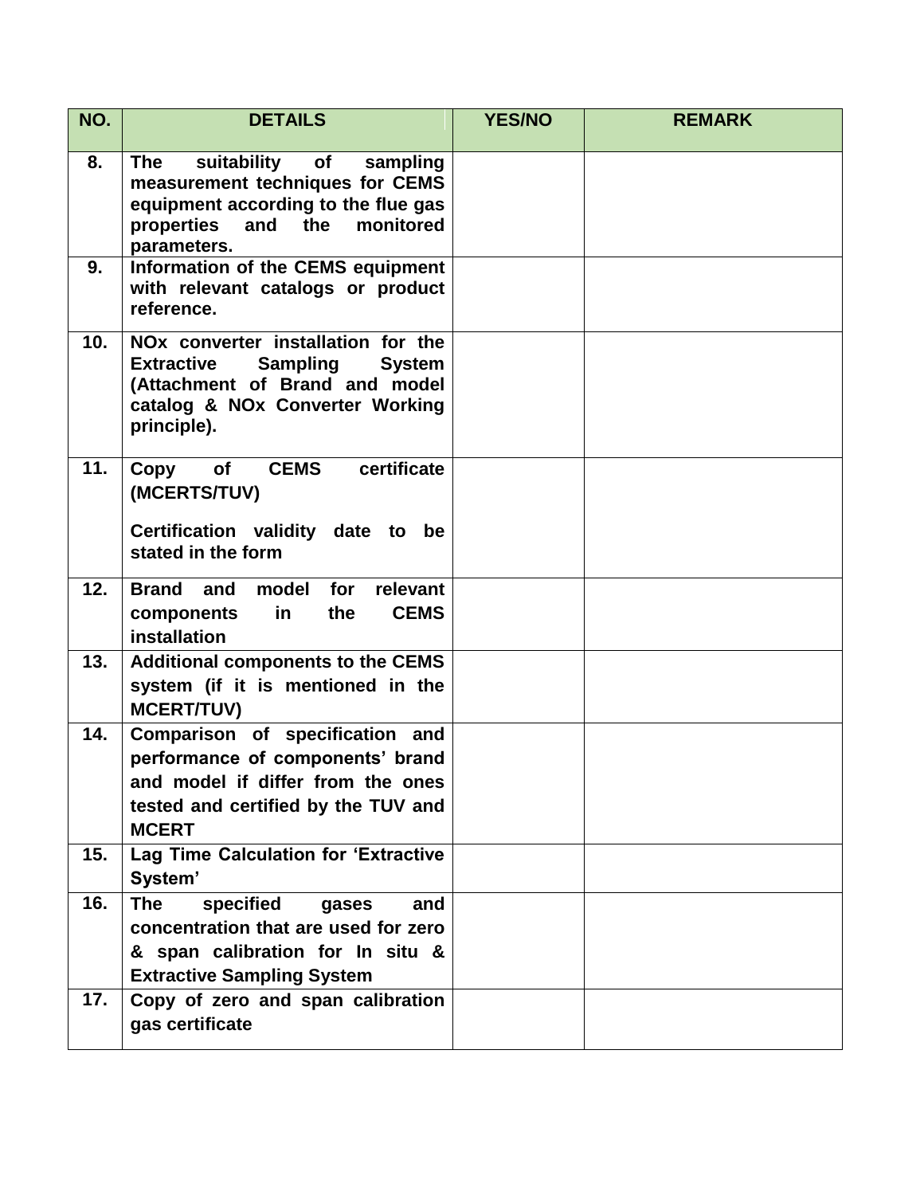| NO. | DETAILS | YES/NO | REMARK |
|---|---|---|---|
| 8. | **The suitability of sampling measurement techniques for CEMS equipment according to the flue gas properties and the monitored parameters.** | | |
| 9. | **Information of the CEMS equipment with relevant catalogs or product reference.** | | |
| 10. | **NOx converter installation for the Extractive Sampling System (Attachment of Brand and model catalog & NOx Converter Working principle).** | | |
| 11. | **Copy of CEMS certificate (MCERTS/TUV)**<br><br>**Certification validity date to be stated in the form** | | |
| 12. | **Brand and model for relevant components in the CEMS installation** | | |
| 13. | **Additional components to the CEMS system (if it is mentioned in the MCERT/TUV)** | | |
| 14. | **Comparison of specification and performance of components' brand and model if differ from the ones tested and certified by the TUV and MCERT** | | |
| 15. | **Lag Time Calculation for 'Extractive System'** | | |
| 16. | **The specified gases and concentration that are used for zero & span calibration for In situ & Extractive Sampling System** | | |
| 17. | **Copy of zero and span calibration gas certificate** | | |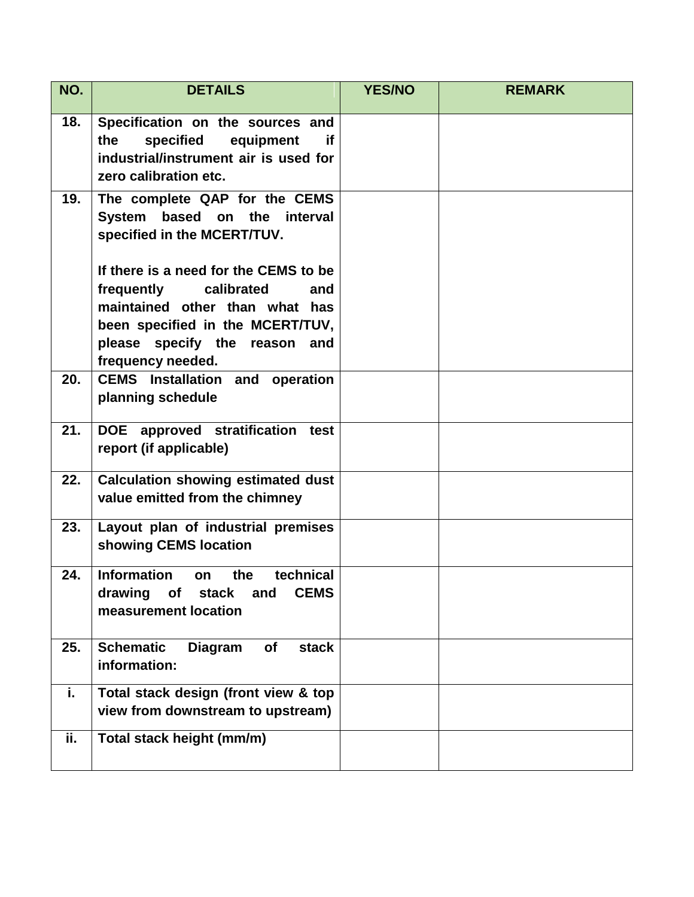| NO. | DETAILS | YES/NO | REMARK |
| --- | --- | --- | --- |
| **18.** | **Specification on the sources and the specified equipment if industrial/instrument air is used for zero calibration etc.** | | |
| **19.** | **The complete QAP for the CEMS System based on the interval specified in the MCERT/TUV.**<br><br>**If there is a need for the CEMS to be frequently calibrated and maintained other than what has been specified in the MCERT/TUV, please specify the reason and frequency needed.** | | |
| **20.** | **CEMS Installation and operation planning schedule** | | |
| **21.** | **DOE approved stratification test report (if applicable)** | | |
| **22.** | **Calculation showing estimated dust value emitted from the chimney** | | |
| **23.** | **Layout plan of industrial premises showing CEMS location** | | |
| **24.** | **Information on the technical drawing of stack and CEMS measurement location** | | |
| **25.** | **Schematic Diagram of stack information:** | | |
| **i.** | **Total stack design (front view & top view from downstream to upstream)** | | |
| **ii.** | **Total stack height (mm/m)** | | |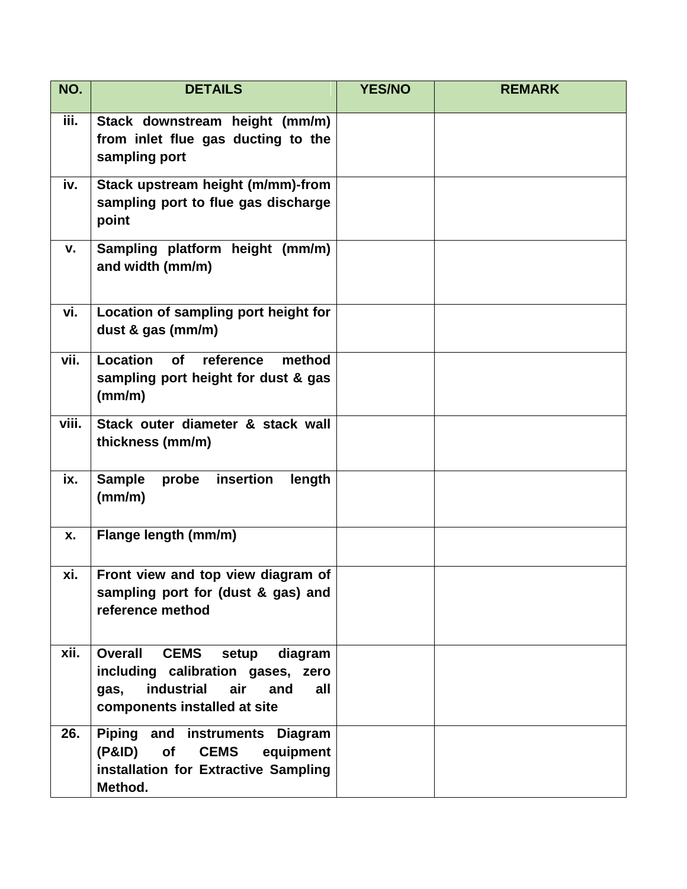| NO. | DETAILS | YES/NO | REMARK |
|---|---|---|---|
| **iii.** | **Stack downstream height (mm/m) from inlet flue gas ducting to the sampling port** | | |
| **iv.** | **Stack upstream height (m/mm)-from sampling port to flue gas discharge point** | | |
| **v.** | **Sampling platform height (mm/m) and width (mm/m)** | | |
| **vi.** | **Location of sampling port height for dust & gas (mm/m)** | | |
| **vii.** | **Location of reference method sampling port height for dust & gas (mm/m)** | | |
| **viii.** | **Stack outer diameter & stack wall thickness (mm/m)** | | |
| **ix.** | **Sample probe insertion length (mm/m)** | | |
| **x.** | **Flange length (mm/m)** | | |
| **xi.** | **Front view and top view diagram of sampling port for (dust & gas) and reference method** | | |
| **xii.** | **Overall CEMS setup diagram including calibration gases, zero gas, industrial air and all components installed at site** | | |
| **26.** | **Piping and instruments Diagram (P&ID) of CEMS equipment installation for Extractive Sampling Method.** | | |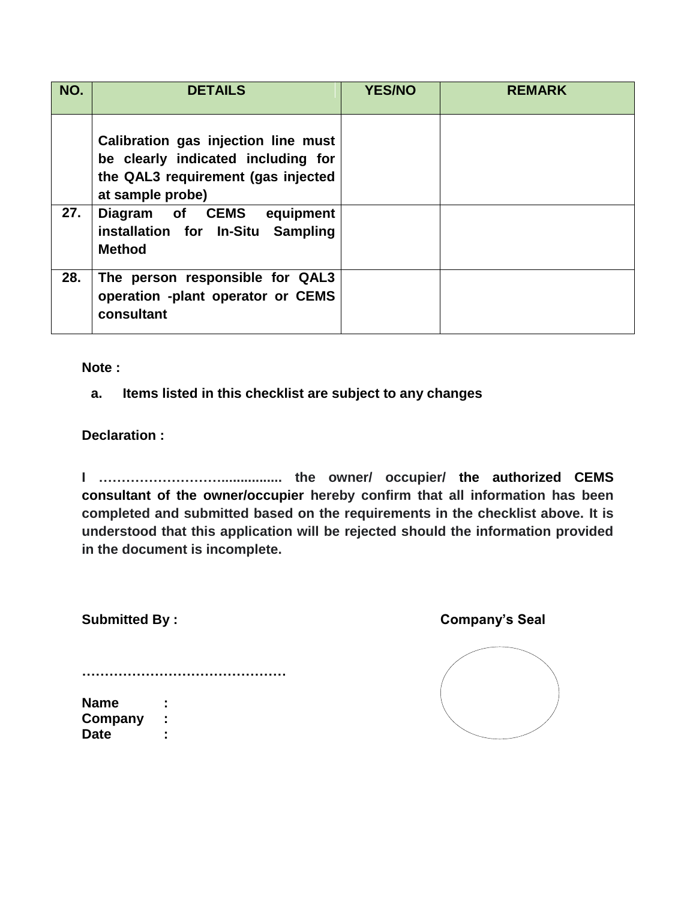| NO. | DETAILS | YES/NO | REMARK |
|---|---|---|---|
| | **Calibration gas injection line must be clearly indicated including for the QAL3 requirement (gas injected at sample probe)** | | |
| **27.** | **Diagram of CEMS equipment installation for In-Situ Sampling Method** | | |
| **28.** | **The person responsible for QAL3 operation -plant operator or CEMS consultant** | | |

**Note :**

a. **Items listed in this checklist are subject to any changes**

**Declaration :**

**I ……………………….............. the owner/ occupier/ the authorized CEMS consultant of the owner/occupier hereby confirm that all information has been completed and submitted based on the requirements in the checklist above. It is understood that this application will be rejected should the information provided in the document is incomplete.**

**Submitted By :**

**Company's Seal**

………………………………………

**Name :**
**Company :**
**Date :**